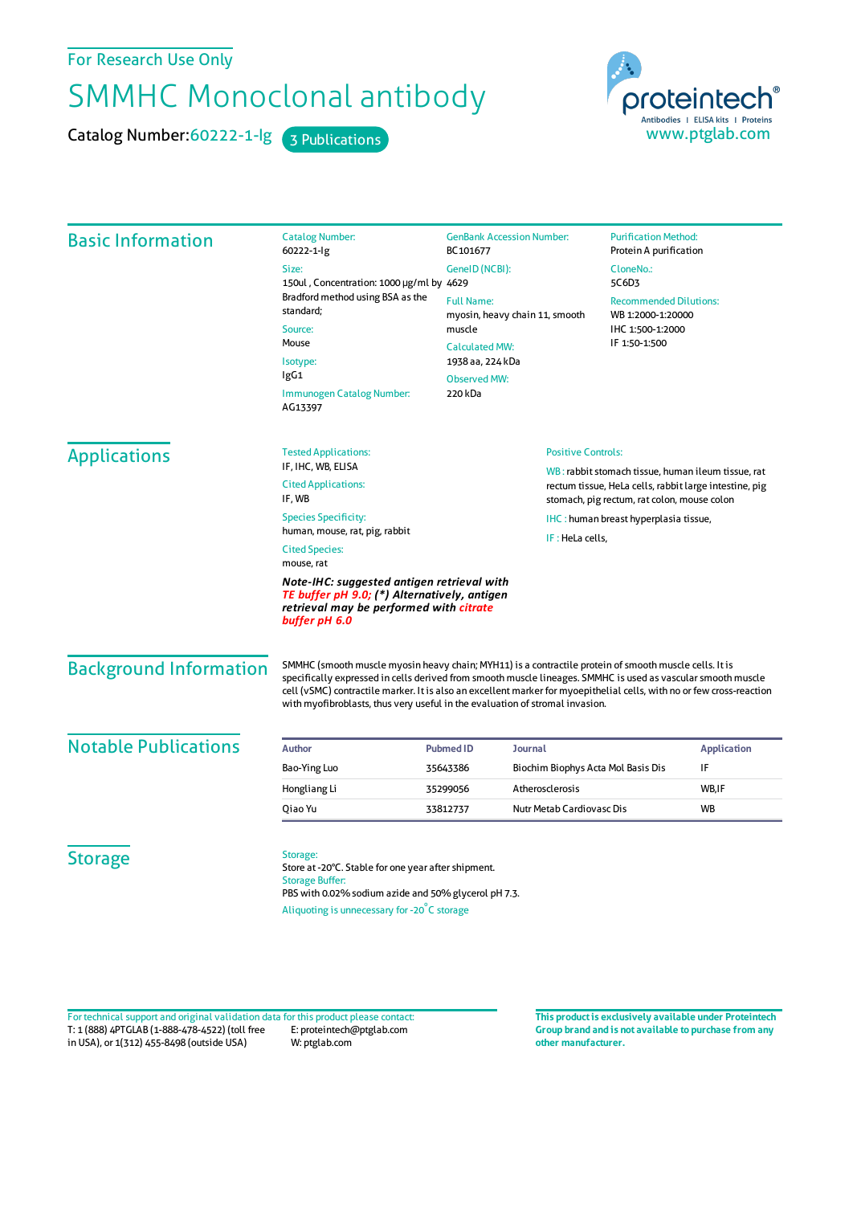For Research Use Only

# SMMHC Monoclonal antibody

Catalog Number: 60222-1-Ig    3 Publications

proteintech®
Antibodies | ELISA kits | Proteins
www.ptglab.com

## Basic Information

Catalog Number:
60222-1-Ig

Size:
150ul , Concentration: 1000 μg/ml by Bradford method using BSA as the standard;

Source:
Mouse

Isotype:
IgG1

Immunogen Catalog Number:
AG13397

GenBank Accession Number:
BC101677

GeneID (NCBI):
4629

Full Name:
myosin, heavy chain 11, smooth muscle

Calculated MW:
1938 aa, 224 kDa

Observed MW:
220 kDa

Purification Method:
Protein A purification

CloneNo.:
5C6D3

Recommended Dilutions:
WB 1:2000-1:20000
IHC 1:500-1:2000
IF 1:50-1:500

## Applications

Tested Applications:
IF, IHC, WB, ELISA

Cited Applications:
IF, WB

Species Specificity:
human, mouse, rat, pig, rabbit

Cited Species:
mouse, rat

***Note-IHC: suggested antigen retrieval with TE buffer pH 9.0; (\*) Alternatively, antigen retrieval may be performed with citrate buffer pH 6.0***

Positive Controls:

WB : rabbit stomach tissue, human ileum tissue, rat rectum tissue, HeLa cells, rabbit large intestine, pig stomach, pig rectum, rat colon, mouse colon

IHC : human breast hyperplasia tissue,

IF : HeLa cells,

## Background Information

SMMHC (smooth muscle myosin heavy chain; MYH11) is a contractile protein of smooth muscle cells. It is specifically expressed in cells derived from smooth muscle lineages. SMMHC is used as vascular smooth muscle cell (vSMC) contractile marker. It is also an excellent marker for myoepithelial cells, with no or few cross-reaction with myofibroblasts, thus very useful in the evaluation of stromal invasion.

## Notable Publications

| Author | Pubmed ID | Journal | Application |
|---|---|---|---|
| Bao-Ying Luo | 35643386 | Biochim Biophys Acta Mol Basis Dis | IF |
| Hongliang Li | 35299056 | Atherosclerosis | WB,IF |
| Qiao Yu | 33812737 | Nutr Metab Cardiovasc Dis | WB |

## Storage

Storage:
Store at -20°C. Stable for one year after shipment.
Storage Buffer:
PBS with 0.02% sodium azide and 50% glycerol pH 7.3.
Aliquoting is unnecessary for -20°C storage

For technical support and original validation data for this product please contact:
T: 1 (888) 4PTGLAB (1-888-478-4522) (toll free in USA), or 1(312) 455-8498 (outside USA)
E: proteintech@ptglab.com
W: ptglab.com

**This product is exclusively available under Proteintech Group brand and is not available to purchase from any other manufacturer.**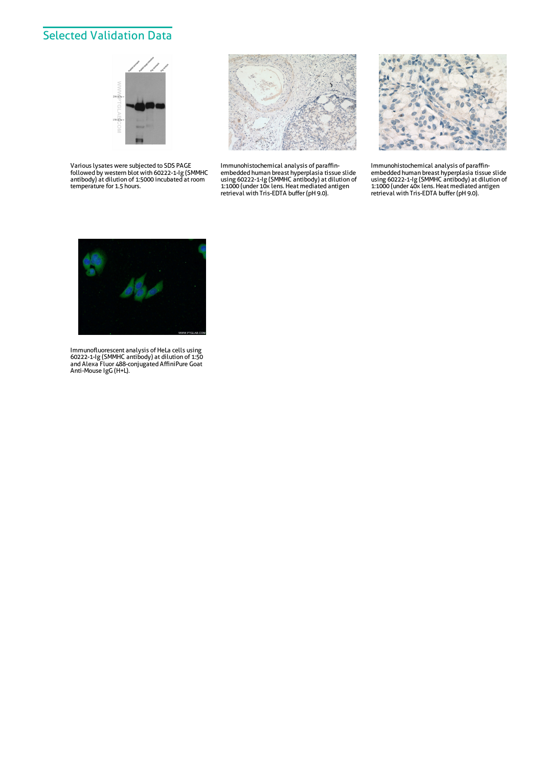## Selected Validation Data

Various lysates were subjected to SDS PAGE followed by western blot with 60222-1-Ig (SMMHC antibody) at dilution of 1:5000 incubated at room temperature for 1.5 hours.

Immunohistochemical analysis of paraffin-embedded human breast hyperplasia tissue slide using 60222-1-Ig (SMMHC antibody) at dilution of 1:1000 (under 10x lens. Heat mediated antigen retrieval with Tris-EDTA buffer (pH 9.0).

Immunohistochemical analysis of paraffin-embedded human breast hyperplasia tissue slide using 60222-1-Ig (SMMHC antibody) at dilution of 1:1000 (under 40x lens. Heat mediated antigen retrieval with Tris-EDTA buffer (pH 9.0).

Immunofluorescent analysis of HeLa cells using 60222-1-Ig (SMMHC antibody) at dilution of 1:50 and Alexa Fluor 488-conjugated AffiniPure Goat Anti-Mouse IgG (H+L).